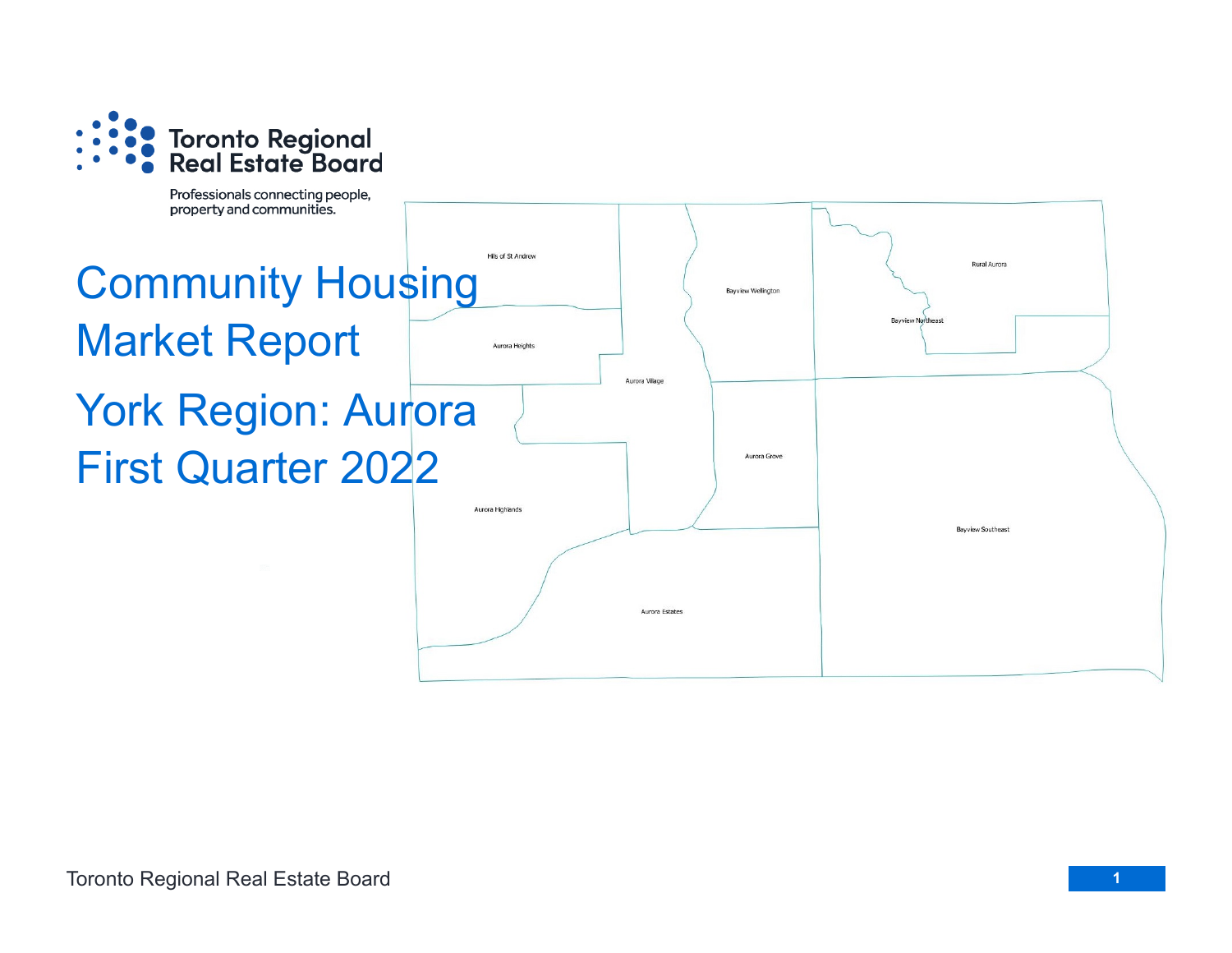Toronto Regional Real Estate Board

Professionals connecting people, property and communities.

# Community Housing Market Report

# York Region: Aurora

# First Quarter 2022

Hls of St Andrew

Aurora Heights

Aurora Village

Bayview Wellington

Rural Aurora

Bayview Northeast

Aurora Grove

Aurora Highlands

Bayview Southeast

Aurora Estates

Toronto Regional Real Estate Board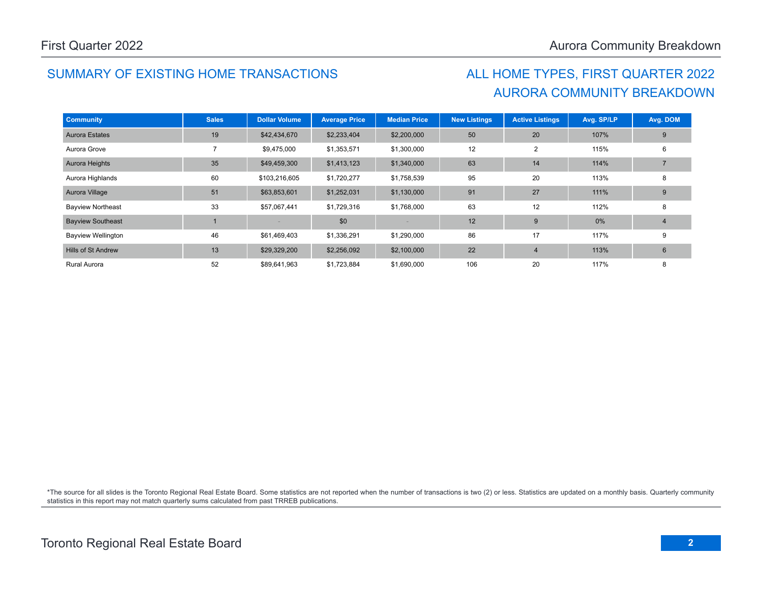## SUMMARY OF EXISTING HOME TRANSACTIONS

## ALL HOME TYPES, FIRST QUARTER 2022
## AURORA COMMUNITY BREAKDOWN

| Community | Sales | Dollar Volume | Average Price | Median Price | New Listings | Active Listings | Avg. SP/LP | Avg. DOM |
|---|---|---|---|---|---|---|---|---|
| Aurora Estates | 19 | $42,434,670 | $2,233,404 | $2,200,000 | 50 | 20 | 107% | 9 |
| Aurora Grove | 7 | $9,475,000 | $1,353,571 | $1,300,000 | 12 | 2 | 115% | 6 |
| Aurora Heights | 35 | $49,459,300 | $1,413,123 | $1,340,000 | 63 | 14 | 114% | 7 |
| Aurora Highlands | 60 | $103,216,605 | $1,720,277 | $1,758,539 | 95 | 20 | 113% | 8 |
| Aurora Village | 51 | $63,853,601 | $1,252,031 | $1,130,000 | 91 | 27 | 111% | 9 |
| Bayview Northeast | 33 | $57,067,441 | $1,729,316 | $1,768,000 | 63 | 12 | 112% | 8 |
| Bayview Southeast | 1 | - | $0 | - | 12 | 9 | 0% | 4 |
| Bayview Wellington | 46 | $61,469,403 | $1,336,291 | $1,290,000 | 86 | 17 | 117% | 9 |
| Hills of St Andrew | 13 | $29,329,200 | $2,256,092 | $2,100,000 | 22 | 4 | 113% | 6 |
| Rural Aurora | 52 | $89,641,963 | $1,723,884 | $1,690,000 | 106 | 20 | 117% | 8 |

*The source for all slides is the Toronto Regional Real Estate Board. Some statistics are not reported when the number of transactions is two (2) or less. Statistics are updated on a monthly basis. Quarterly community statistics in this report may not match quarterly sums calculated from past TRREB publications.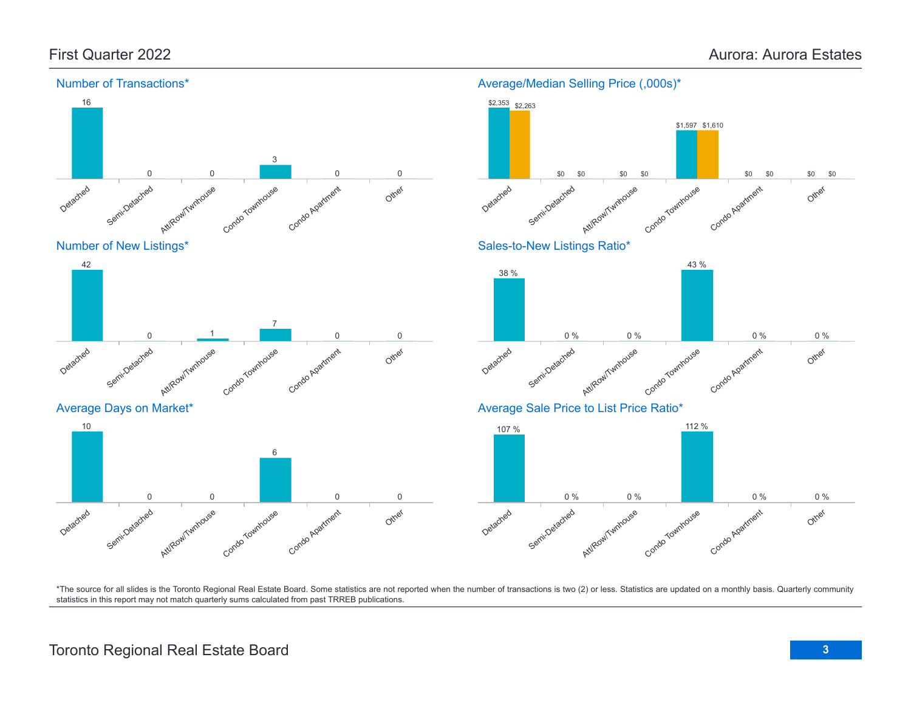First Quarter 2022

Aurora: Aurora Estates

## Number of Transactions*

16
0
0
3
0
0

Detached
Semi-Detached
Att/Row/Twnhouse
Condo Townhouse
Condo Apartment
Other

## Average/Median Selling Price (,000s)*

$2,353
$2,263
$0
$0
$0
$0
$1,597
$1,610
$0
$0
$0
$0

Detached
Semi-Detached
Att/Row/Twnhouse
Condo Townhouse
Condo Apartment
Other

## Number of New Listings*

42
0
1
7
0
0

Detached
Semi-Detached
Att/Row/Twnhouse
Condo Townhouse
Condo Apartment
Other

## Sales-to-New Listings Ratio*

38 %
0 %
0 %
43 %
0 %
0 %

Detached
Semi-Detached
Att/Row/Twnhouse
Condo Townhouse
Condo Apartment
Other

## Average Days on Market*

10
0
0
6
0
0

Detached
Semi-Detached
Att/Row/Twnhouse
Condo Townhouse
Condo Apartment
Other

## Average Sale Price to List Price Ratio*

107 %
0 %
0 %
112 %
0 %
0 %

Detached
Semi-Detached
Att/Row/Twnhouse
Condo Townhouse
Condo Apartment
Other

*The source for all slides is the Toronto Regional Real Estate Board. Some statistics are not reported when the number of transactions is two (2) or less. Statistics are updated on a monthly basis. Quarterly community statistics in this report may not match quarterly sums calculated from past TRREB publications.

Toronto Regional Real Estate Board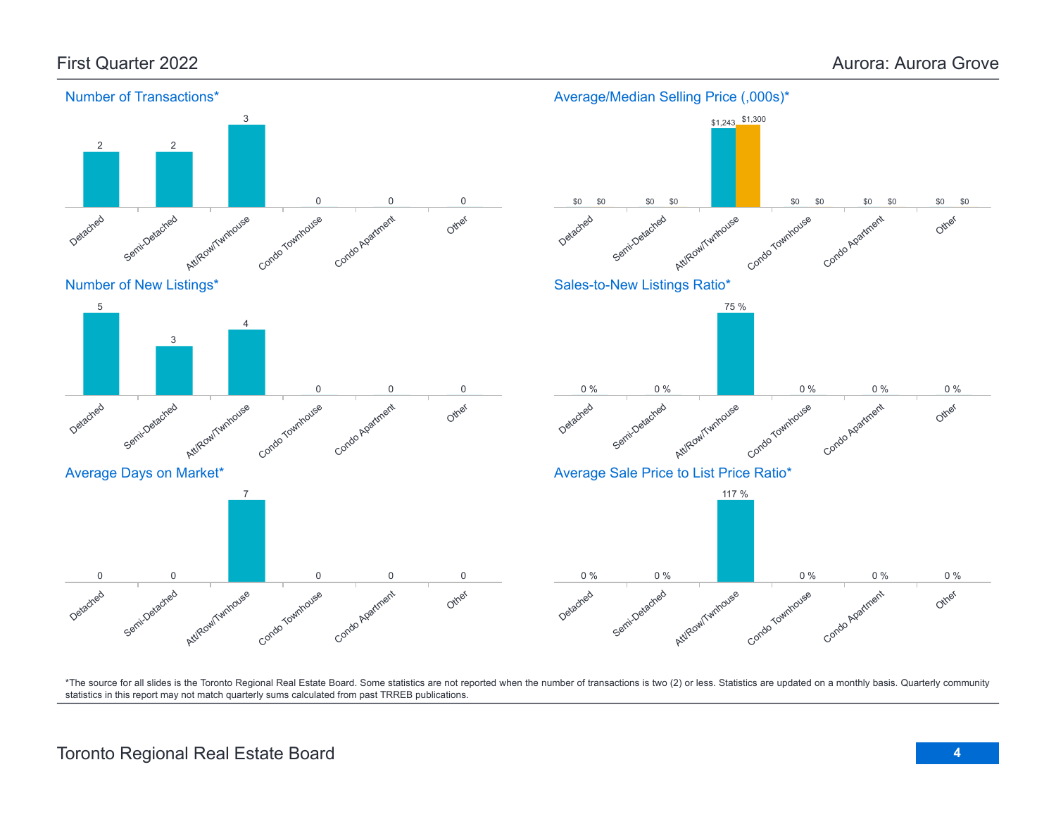First Quarter 2022

Aurora: Aurora Grove

## Number of Transactions*

2
2
3
0
0
0

Detached
Semi-Detached
Att/Row/Twnhouse
Condo Townhouse
Condo Apartment
Other

## Average/Median Selling Price (,000s)*

$0 $0
$0 $0
$1,243 $1,300
$0 $0
$0 $0
$0 $0

Detached
Semi-Detached
Att/Row/Twnhouse
Condo Townhouse
Condo Apartment
Other

## Number of New Listings*

5
3
4
0
0
0

Detached
Semi-Detached
Att/Row/Twnhouse
Condo Townhouse
Condo Apartment
Other

## Sales-to-New Listings Ratio*

0 %
0 %
75 %
0 %
0 %
0 %

Detached
Semi-Detached
Att/Row/Twnhouse
Condo Townhouse
Condo Apartment
Other

## Average Days on Market*

0
0
7
0
0
0

Detached
Semi-Detached
Att/Row/Twnhouse
Condo Townhouse
Condo Apartment
Other

## Average Sale Price to List Price Ratio*

0 %
0 %
117 %
0 %
0 %
0 %

Detached
Semi-Detached
Att/Row/Twnhouse
Condo Townhouse
Condo Apartment
Other

*The source for all slides is the Toronto Regional Real Estate Board. Some statistics are not reported when the number of transactions is two (2) or less. Statistics are updated on a monthly basis. Quarterly community statistics in this report may not match quarterly sums calculated from past TRREB publications.

Toronto Regional Real Estate Board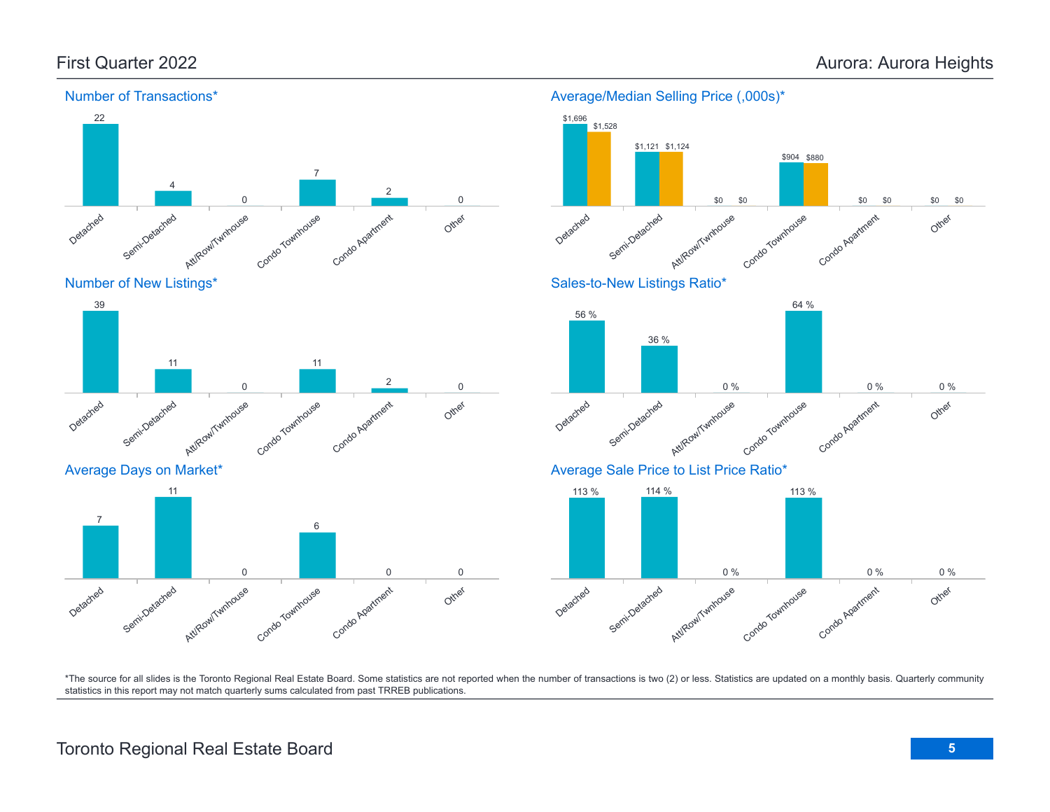First Quarter 2022

Aurora: Aurora Heights

## Number of Transactions*

22
4
0
7
2
0

Detached
Semi-Detached
Att/Row/Twnhouse
Condo Townhouse
Condo Apartment
Other

## Average/Median Selling Price (,000s)*

$1,696 $1,528
$1,121 $1,124
$0 $0
$904 $880
$0 $0
$0 $0

Detached
Semi-Detached
Att/Row/Twnhouse
Condo Townhouse
Condo Apartment
Other

## Number of New Listings*

39
11
0
11
2
0

Detached
Semi-Detached
Att/Row/Twnhouse
Condo Townhouse
Condo Apartment
Other

## Sales-to-New Listings Ratio*

56 %
36 %
0 %
64 %
0 %
0 %

Detached
Semi-Detached
Att/Row/Twnhouse
Condo Townhouse
Condo Apartment
Other

## Average Days on Market*

7
11
0
6
0
0

Detached
Semi-Detached
Att/Row/Twnhouse
Condo Townhouse
Condo Apartment
Other

## Average Sale Price to List Price Ratio*

113 %
114 %
0 %
113 %
0 %
0 %

Detached
Semi-Detached
Att/Row/Twnhouse
Condo Townhouse
Condo Apartment
Other

*The source for all slides is the Toronto Regional Real Estate Board. Some statistics are not reported when the number of transactions is two (2) or less. Statistics are updated on a monthly basis. Quarterly community statistics in this report may not match quarterly sums calculated from past TRREB publications.

Toronto Regional Real Estate Board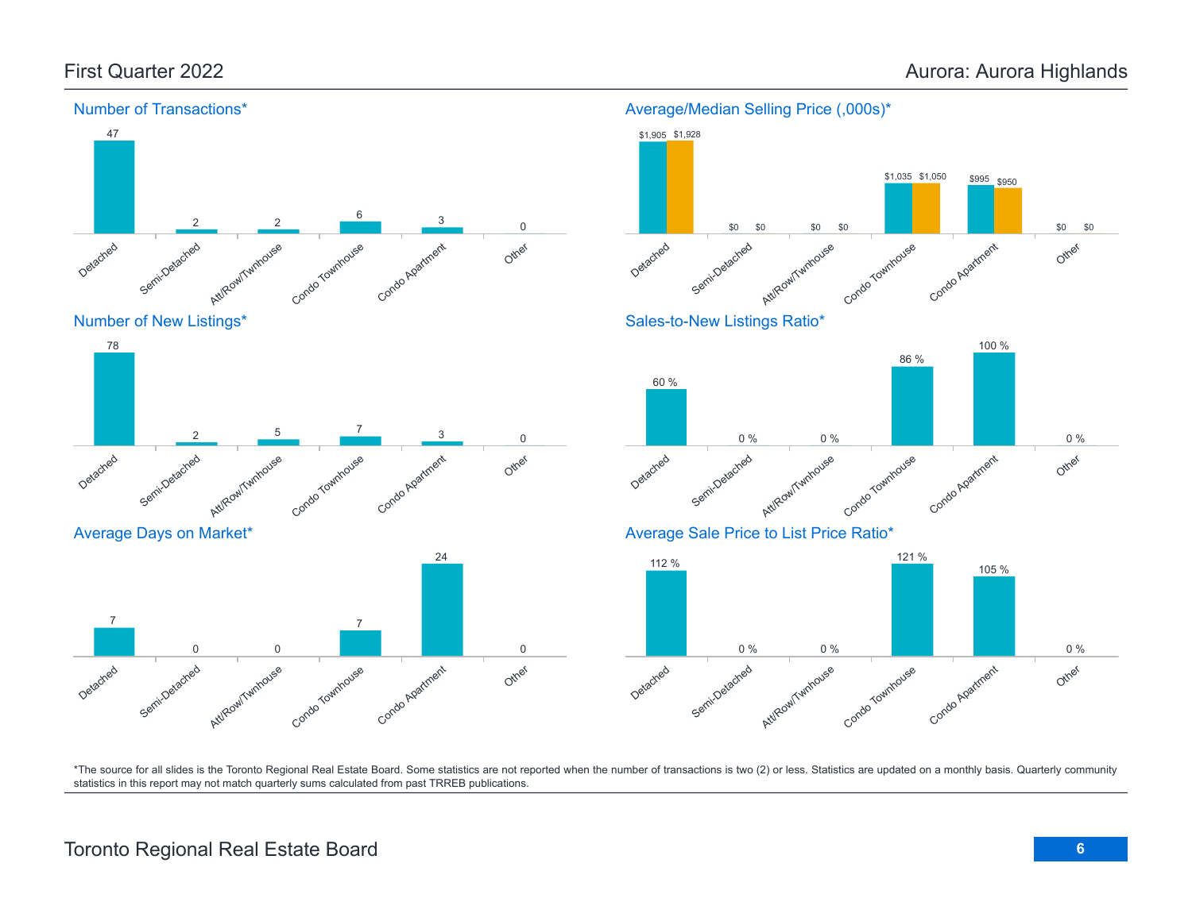First Quarter 2022

Aurora: Aurora Highlands

## Number of Transactions*

47
2
2
6
3
0

Detached
Semi-Detached
Att/Row/Twnhouse
Condo Townhouse
Condo Apartment
Other

## Average/Median Selling Price (,000s)*

$1,905 $1,928
$0 $0
$0 $0
$1,035 $1,050
$995 $950
$0 $0

Detached
Semi-Detached
Att/Row/Twnhouse
Condo Townhouse
Condo Apartment
Other

## Number of New Listings*

78
2
5
7
3
0

Detached
Semi-Detached
Att/Row/Twnhouse
Condo Townhouse
Condo Apartment
Other

## Sales-to-New Listings Ratio*

60 %
0 %
0 %
86 %
100 %
0 %

Detached
Semi-Detached
Att/Row/Twnhouse
Condo Townhouse
Condo Apartment
Other

## Average Days on Market*

7
0
0
7
24
0

Detached
Semi-Detached
Att/Row/Twnhouse
Condo Townhouse
Condo Apartment
Other

## Average Sale Price to List Price Ratio*

112 %
0 %
0 %
121 %
105 %
0 %

Detached
Semi-Detached
Att/Row/Twnhouse
Condo Townhouse
Condo Apartment
Other

*The source for all slides is the Toronto Regional Real Estate Board. Some statistics are not reported when the number of transactions is two (2) or less. Statistics are updated on a monthly basis. Quarterly community statistics in this report may not match quarterly sums calculated from past TRREB publications.

Toronto Regional Real Estate Board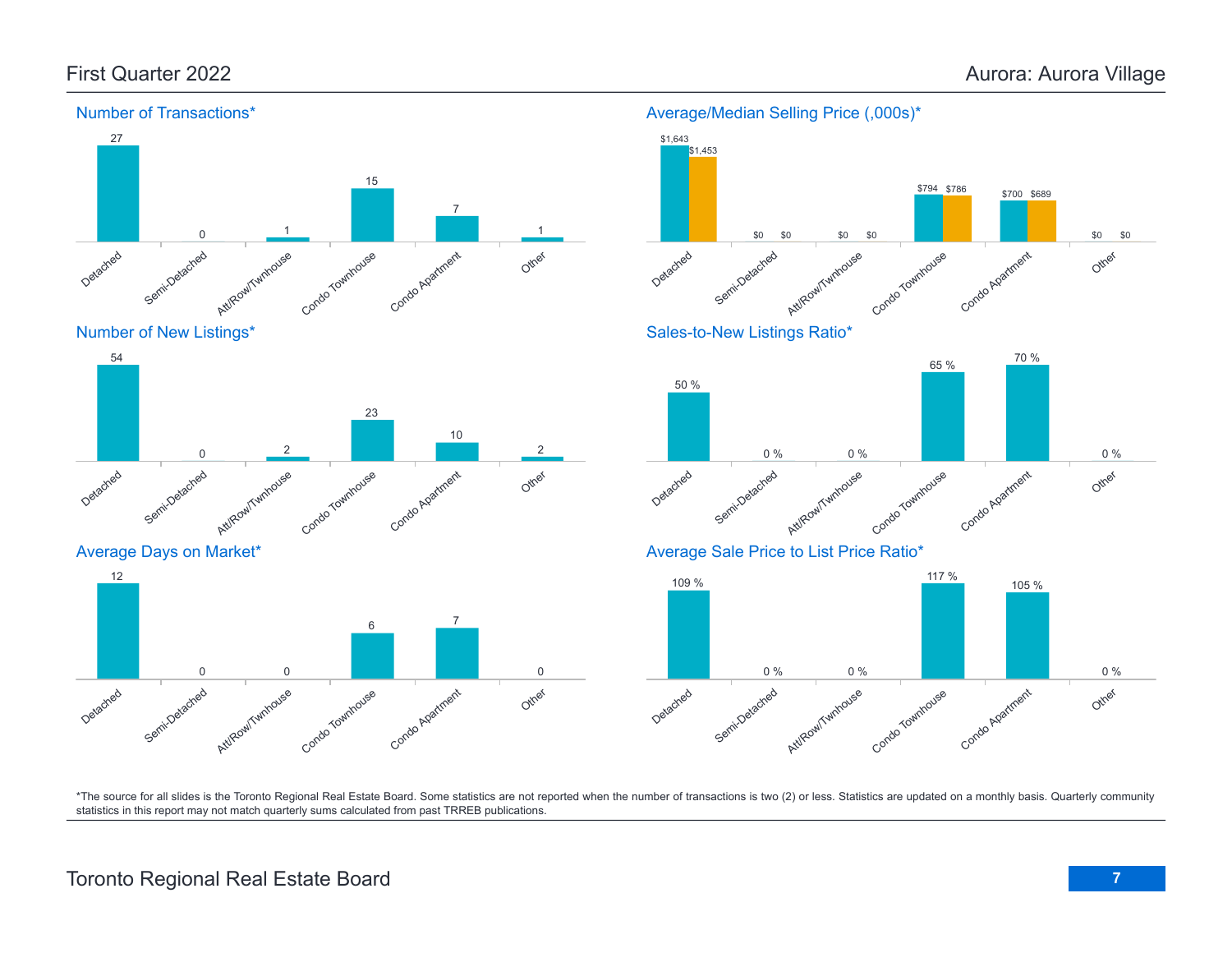# First Quarter 2022

# Aurora: Aurora Village

## Number of Transactions*

27
0
1
15
7
1

Detached
Semi-Detached
Att/Row/Twnhouse
Condo Townhouse
Condo Apartment
Other

## Average/Median Selling Price (,000s)*

$1,643
$1,453
$0
$0
$0
$0
$794
$786
$700
$689
$0
$0

Detached
Semi-Detached
Att/Row/Twnhouse
Condo Townhouse
Condo Apartment
Other

## Number of New Listings*

54
0
2
23
10
2

Detached
Semi-Detached
Att/Row/Twnhouse
Condo Townhouse
Condo Apartment
Other

## Sales-to-New Listings Ratio*

50 %
0 %
0 %
65 %
70 %
0 %

Detached
Semi-Detached
Att/Row/Twnhouse
Condo Townhouse
Condo Apartment
Other

## Average Days on Market*

12
0
0
6
7
0

Detached
Semi-Detached
Att/Row/Twnhouse
Condo Townhouse
Condo Apartment
Other

## Average Sale Price to List Price Ratio*

109 %
0 %
0 %
117 %
105 %
0 %

Detached
Semi-Detached
Att/Row/Twnhouse
Condo Townhouse
Condo Apartment
Other

*The source for all slides is the Toronto Regional Real Estate Board. Some statistics are not reported when the number of transactions is two (2) or less. Statistics are updated on a monthly basis. Quarterly community statistics in this report may not match quarterly sums calculated from past TRREB publications.

Toronto Regional Real Estate Board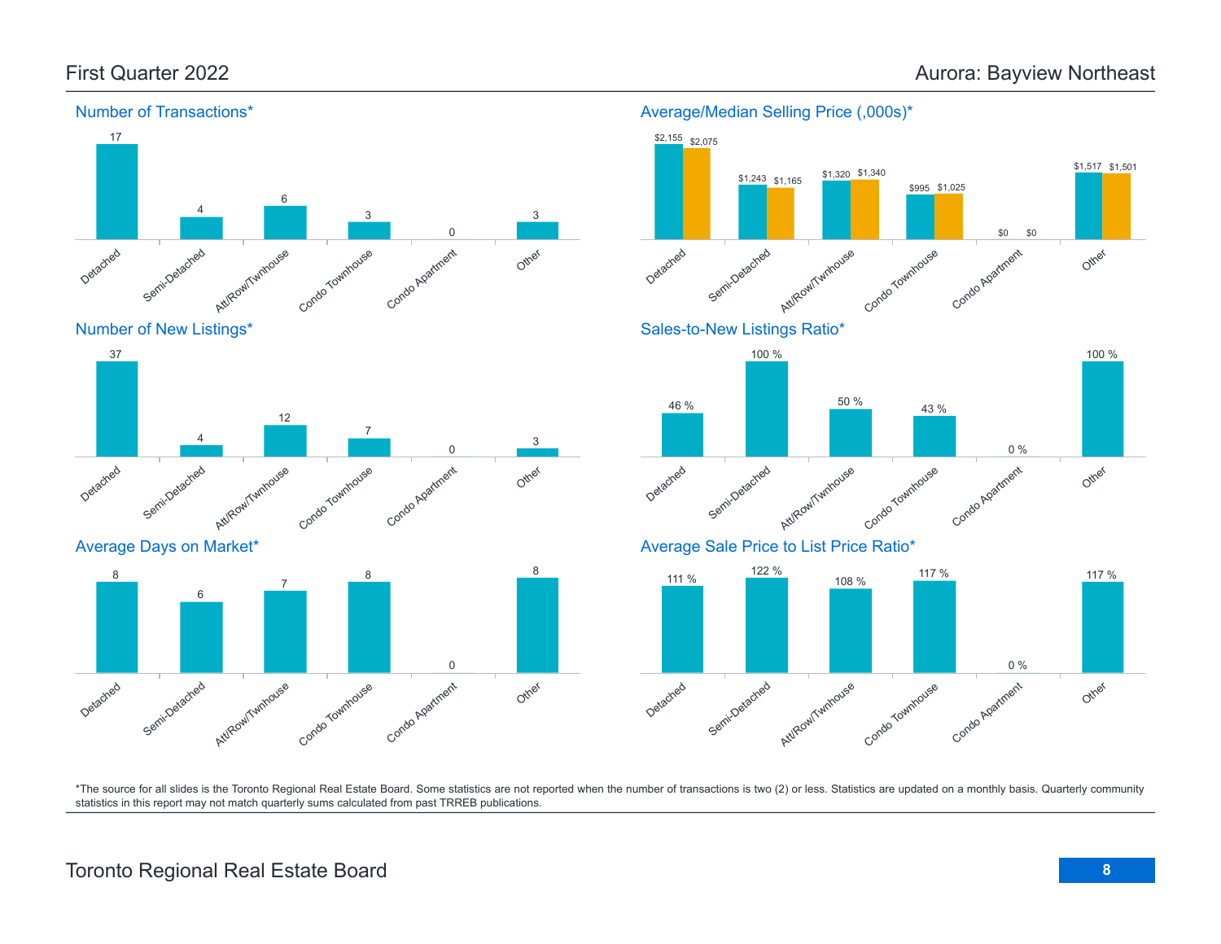## Number of Transactions*

17
4
6
3
0
3

Detached
Semi-Detached
Att/Row/Twnhouse
Condo Townhouse
Condo Apartment
Other

## Average/Median Selling Price (,000s)*

$2,155 $2,075
$1,243 $1,165
$1,320 $1,340
$995 $1,025
$0 $0
$1,517 $1,501

Detached
Semi-Detached
Att/Row/Twnhouse
Condo Townhouse
Condo Apartment
Other

## Number of New Listings*

37
4
12
7
0
3

Detached
Semi-Detached
Att/Row/Twnhouse
Condo Townhouse
Condo Apartment
Other

## Sales-to-New Listings Ratio*

46 %
100 %
50 %
43 %
0 %
100 %

Detached
Semi-Detached
Att/Row/Twnhouse
Condo Townhouse
Condo Apartment
Other

## Average Days on Market*

8
6
7
8
0
8

Detached
Semi-Detached
Att/Row/Twnhouse
Condo Townhouse
Condo Apartment
Other

## Average Sale Price to List Price Ratio*

111 %
122 %
108 %
117 %
0 %
117 %

Detached
Semi-Detached
Att/Row/Twnhouse
Condo Townhouse
Condo Apartment
Other

*The source for all slides is the Toronto Regional Real Estate Board. Some statistics are not reported when the number of transactions is two (2) or less. Statistics are updated on a monthly basis. Quarterly community statistics in this report may not match quarterly sums calculated from past TRREB publications.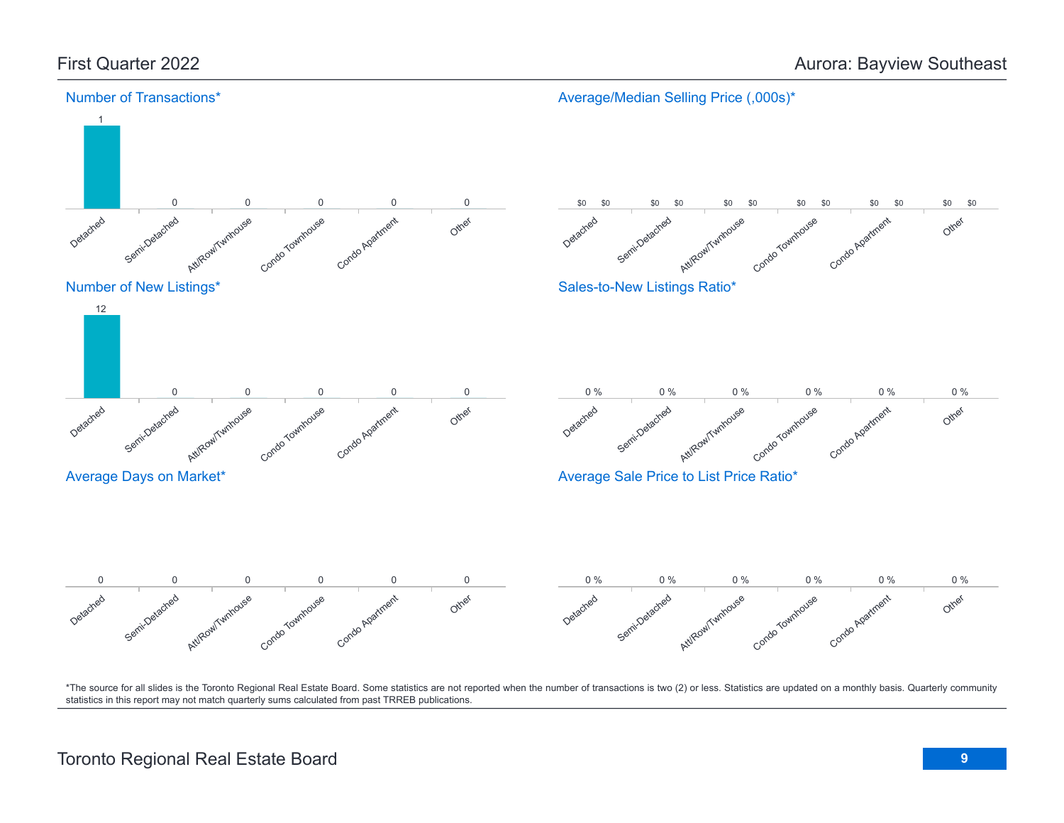## First Quarter 2022

## Aurora: Bayview Southeast

### Number of Transactions*

1
0
0
0
0
0

Detached
Semi-Detached
Att/Row/Twnhouse
Condo Townhouse
Condo Apartment
Other

### Average/Median Selling Price (,000s)*

$0 $0
$0 $0
$0 $0
$0 $0
$0 $0
$0 $0

Detached
Semi-Detached
Att/Row/Twnhouse
Condo Townhouse
Condo Apartment
Other

### Number of New Listings*

12
0
0
0
0
0

Detached
Semi-Detached
Att/Row/Twnhouse
Condo Townhouse
Condo Apartment
Other

### Sales-to-New Listings Ratio*

0 %
0 %
0 %
0 %
0 %
0 %

Detached
Semi-Detached
Att/Row/Twnhouse
Condo Townhouse
Condo Apartment
Other

### Average Days on Market*

0
0
0
0
0
0

Detached
Semi-Detached
Att/Row/Twnhouse
Condo Townhouse
Condo Apartment
Other

### Average Sale Price to List Price Ratio*

0 %
0 %
0 %
0 %
0 %
0 %

Detached
Semi-Detached
Att/Row/Twnhouse
Condo Townhouse
Condo Apartment
Other

*The source for all slides is the Toronto Regional Real Estate Board. Some statistics are not reported when the number of transactions is two (2) or less. Statistics are updated on a monthly basis. Quarterly community statistics in this report may not match quarterly sums calculated from past TRREB publications.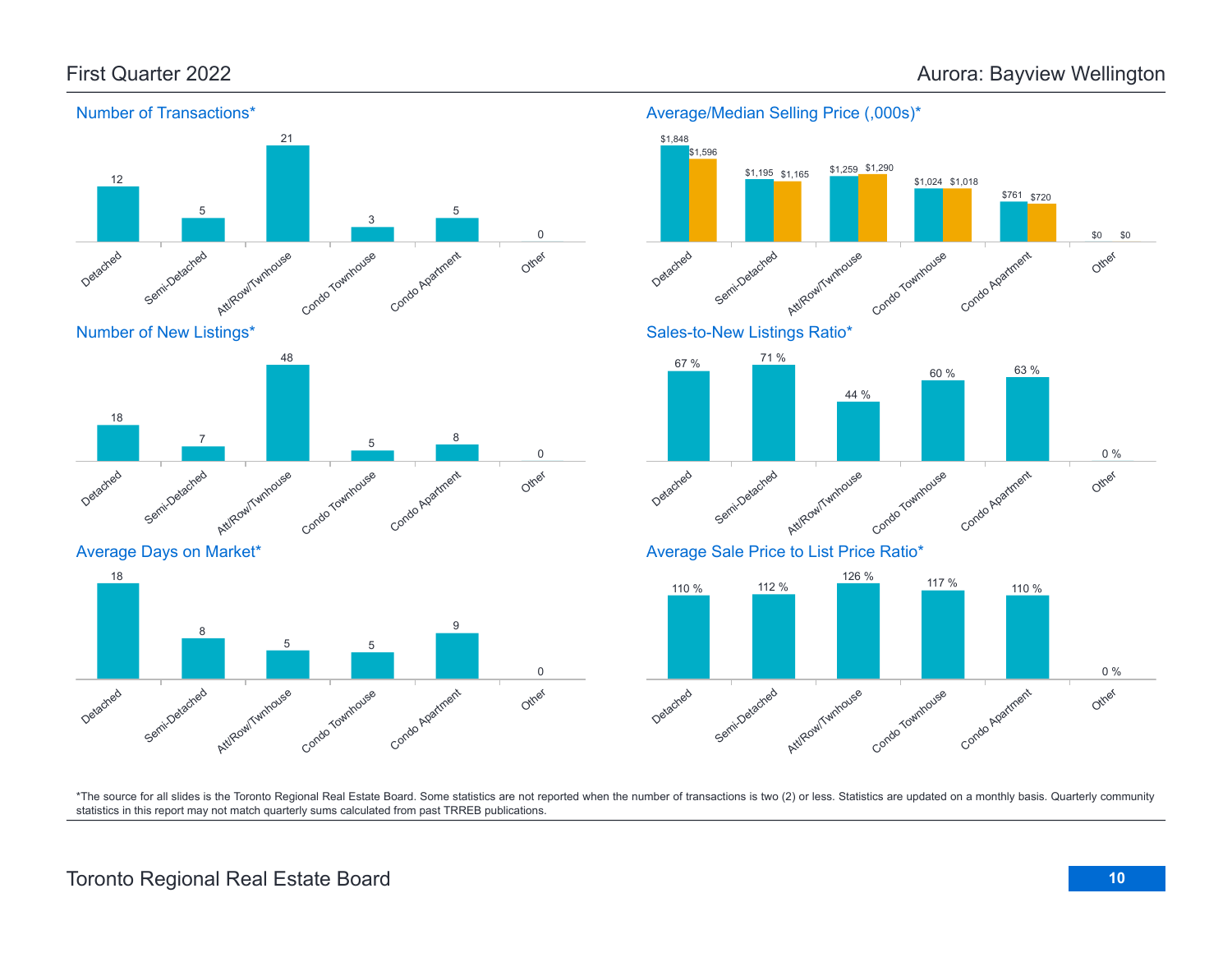First Quarter 2022

Aurora: Bayview Wellington

### Number of Transactions*

12
5
21
3
5
0

Detached
Semi-Detached
Att/Row/Twnhouse
Condo Townhouse
Condo Apartment
Other

### Average/Median Selling Price (,000s)*

$1,848
$1,596
$1,195
$1,165
$1,259
$1,290
$1,024
$1,018
$761
$720
$0
$0

Detached
Semi-Detached
Att/Row/Twnhouse
Condo Townhouse
Condo Apartment
Other

### Number of New Listings*

18
7
48
5
8
0

Detached
Semi-Detached
Att/Row/Twnhouse
Condo Townhouse
Condo Apartment
Other

### Sales-to-New Listings Ratio*

67 %
71 %
44 %
60 %
63 %
0 %

Detached
Semi-Detached
Att/Row/Twnhouse
Condo Townhouse
Condo Apartment
Other

### Average Days on Market*

18
8
5
5
9
0

Detached
Semi-Detached
Att/Row/Twnhouse
Condo Townhouse
Condo Apartment
Other

### Average Sale Price to List Price Ratio*

110 %
112 %
126 %
117 %
110 %
0 %

Detached
Semi-Detached
Att/Row/Twnhouse
Condo Townhouse
Condo Apartment
Other

*The source for all slides is the Toronto Regional Real Estate Board. Some statistics are not reported when the number of transactions is two (2) or less. Statistics are updated on a monthly basis. Quarterly community statistics in this report may not match quarterly sums calculated from past TRREB publications.

Toronto Regional Real Estate Board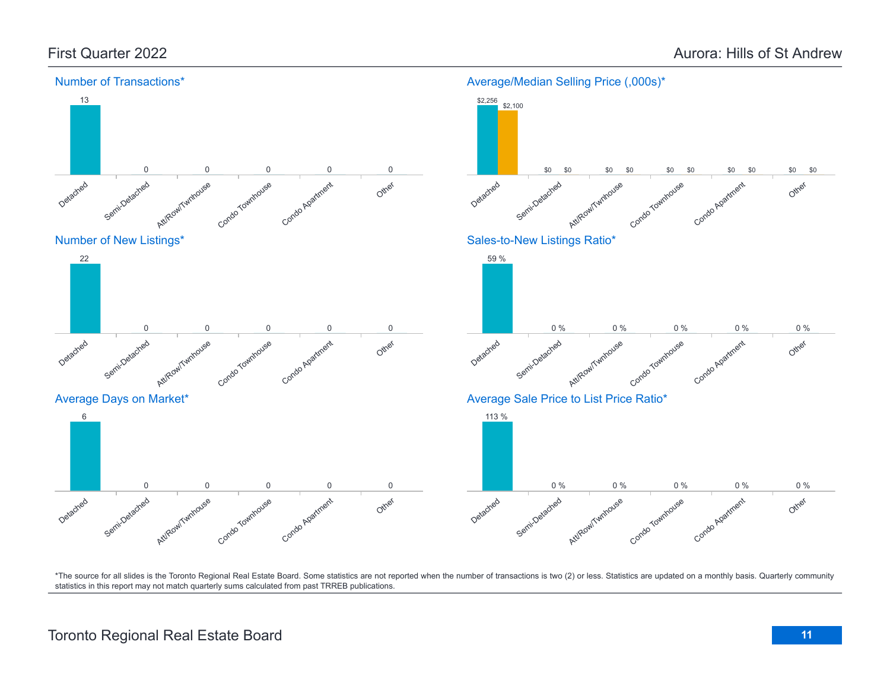First Quarter 2022

# Aurora: Hills of St Andrew

## Number of Transactions*

13
0
0
0
0
0

Detached
Semi-Detached
Att/Row/Twnhouse
Condo Townhouse
Condo Apartment
Other

## Average/Median Selling Price (,000s)*

$2,256
$2,100
$0 $0
$0 $0
$0 $0
$0 $0
$0 $0

Detached
Semi-Detached
Att/Row/Twnhouse
Condo Townhouse
Condo Apartment
Other

## Number of New Listings*

22
0
0
0
0
0

Detached
Semi-Detached
Att/Row/Twnhouse
Condo Townhouse
Condo Apartment
Other

## Sales-to-New Listings Ratio*

59 %
0 %
0 %
0 %
0 %
0 %

Detached
Semi-Detached
Att/Row/Twnhouse
Condo Townhouse
Condo Apartment
Other

## Average Days on Market*

6
0
0
0
0
0

Detached
Semi-Detached
Att/Row/Twnhouse
Condo Townhouse
Condo Apartment
Other

## Average Sale Price to List Price Ratio*

113 %
0 %
0 %
0 %
0 %
0 %

Detached
Semi-Detached
Att/Row/Twnhouse
Condo Townhouse
Condo Apartment
Other

*The source for all slides is the Toronto Regional Real Estate Board. Some statistics are not reported when the number of transactions is two (2) or less. Statistics are updated on a monthly basis. Quarterly community statistics in this report may not match quarterly sums calculated from past TRREB publications.

Toronto Regional Real Estate Board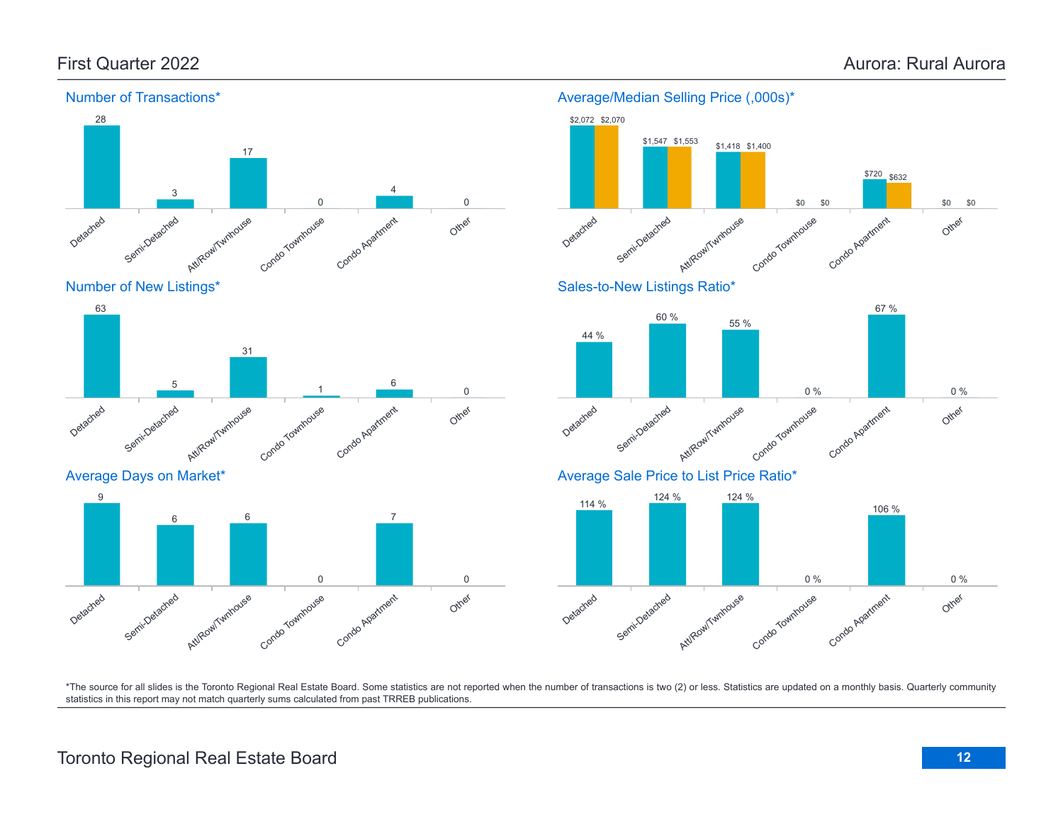First Quarter 2022

Aurora: Rural Aurora

### Number of Transactions*

28
3
17
0
4
0

Detached
Semi-Detached
Att/Row/Twnhouse
Condo Townhouse
Condo Apartment
Other

### Average/Median Selling Price (,000s)*

$2,072 $2,070
$1,547 $1,553
$1,418 $1,400
$0 $0
$720 $632
$0 $0

Detached
Semi-Detached
Att/Row/Twnhouse
Condo Townhouse
Condo Apartment
Other

### Number of New Listings*

63
5
31
1
6
0

Detached
Semi-Detached
Att/Row/Twnhouse
Condo Townhouse
Condo Apartment
Other

### Sales-to-New Listings Ratio*

44 %
60 %
55 %
0 %
67 %
0 %

Detached
Semi-Detached
Att/Row/Twnhouse
Condo Townhouse
Condo Apartment
Other

### Average Days on Market*

9
6
6
0
7
0

Detached
Semi-Detached
Att/Row/Twnhouse
Condo Townhouse
Condo Apartment
Other

### Average Sale Price to List Price Ratio*

114 %
124 %
124 %
0 %
106 %
0 %

Detached
Semi-Detached
Att/Row/Twnhouse
Condo Townhouse
Condo Apartment
Other

*The source for all slides is the Toronto Regional Real Estate Board. Some statistics are not reported when the number of transactions is two (2) or less. Statistics are updated on a monthly basis. Quarterly community statistics in this report may not match quarterly sums calculated from past TRREB publications.

Toronto Regional Real Estate Board